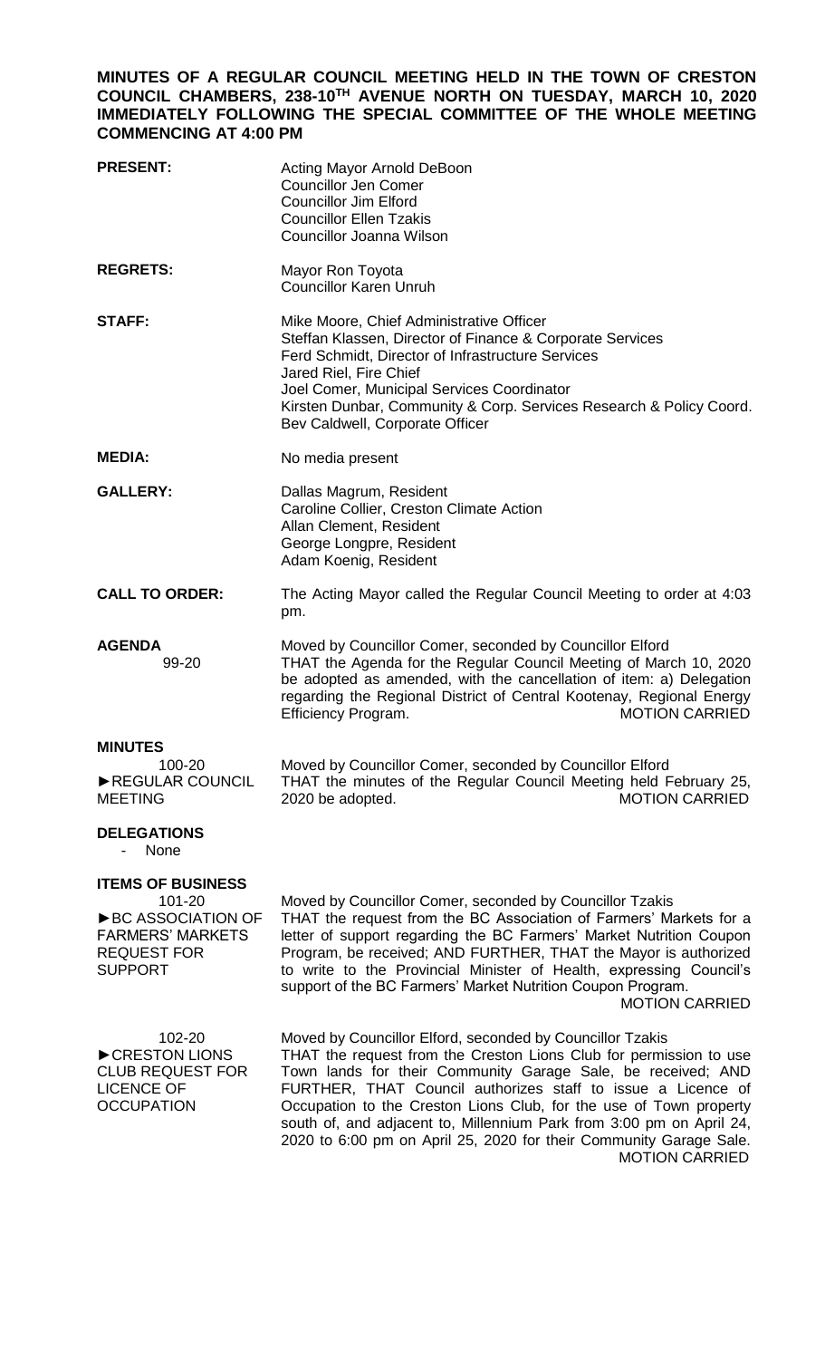**MINUTES OF A REGULAR COUNCIL MEETING HELD IN THE TOWN OF CRESTON COUNCIL CHAMBERS, 238-10TH AVENUE NORTH ON TUESDAY, MARCH 10, 2020 IMMEDIATELY FOLLOWING THE SPECIAL COMMITTEE OF THE WHOLE MEETING COMMENCING AT 4:00 PM**

**PRESENT:**
Acting Mayor Arnold DeBoon
Councillor Jen Comer
Councillor Jim Elford
Councillor Ellen Tzakis
Councillor Joanna Wilson

**REGRETS:**
Mayor Ron Toyota
Councillor Karen Unruh

**STAFF:**
Mike Moore, Chief Administrative Officer
Steffan Klassen, Director of Finance & Corporate Services
Ferd Schmidt, Director of Infrastructure Services
Jared Riel, Fire Chief
Joel Comer, Municipal Services Coordinator
Kirsten Dunbar, Community & Corp. Services Research & Policy Coord.
Bev Caldwell, Corporate Officer

**MEDIA:** No media present

**GALLERY:**
Dallas Magrum, Resident
Caroline Collier, Creston Climate Action
Allan Clement, Resident
George Longpre, Resident
Adam Koenig, Resident

**CALL TO ORDER:** The Acting Mayor called the Regular Council Meeting to order at 4:03 pm.

**AGENDA**
99-20

Moved by Councillor Comer, seconded by Councillor Elford
THAT the Agenda for the Regular Council Meeting of March 10, 2020 be adopted as amended, with the cancellation of item: a) Delegation regarding the Regional District of Central Kootenay, Regional Energy Efficiency Program. MOTION CARRIED

**MINUTES**
100-20
►REGULAR COUNCIL MEETING

Moved by Councillor Comer, seconded by Councillor Elford
THAT the minutes of the Regular Council Meeting held February 25, 2020 be adopted. MOTION CARRIED

**DELEGATIONS**
- None

**ITEMS OF BUSINESS**
101-20
►BC ASSOCIATION OF FARMERS' MARKETS REQUEST FOR SUPPORT

Moved by Councillor Comer, seconded by Councillor Tzakis
THAT the request from the BC Association of Farmers' Markets for a letter of support regarding the BC Farmers' Market Nutrition Coupon Program, be received; AND FURTHER, THAT the Mayor is authorized to write to the Provincial Minister of Health, expressing Council's support of the BC Farmers' Market Nutrition Coupon Program.
MOTION CARRIED

102-20
►CRESTON LIONS CLUB REQUEST FOR LICENCE OF OCCUPATION

Moved by Councillor Elford, seconded by Councillor Tzakis
THAT the request from the Creston Lions Club for permission to use Town lands for their Community Garage Sale, be received; AND FURTHER, THAT Council authorizes staff to issue a Licence of Occupation to the Creston Lions Club, for the use of Town property south of, and adjacent to, Millennium Park from 3:00 pm on April 24, 2020 to 6:00 pm on April 25, 2020 for their Community Garage Sale.
MOTION CARRIED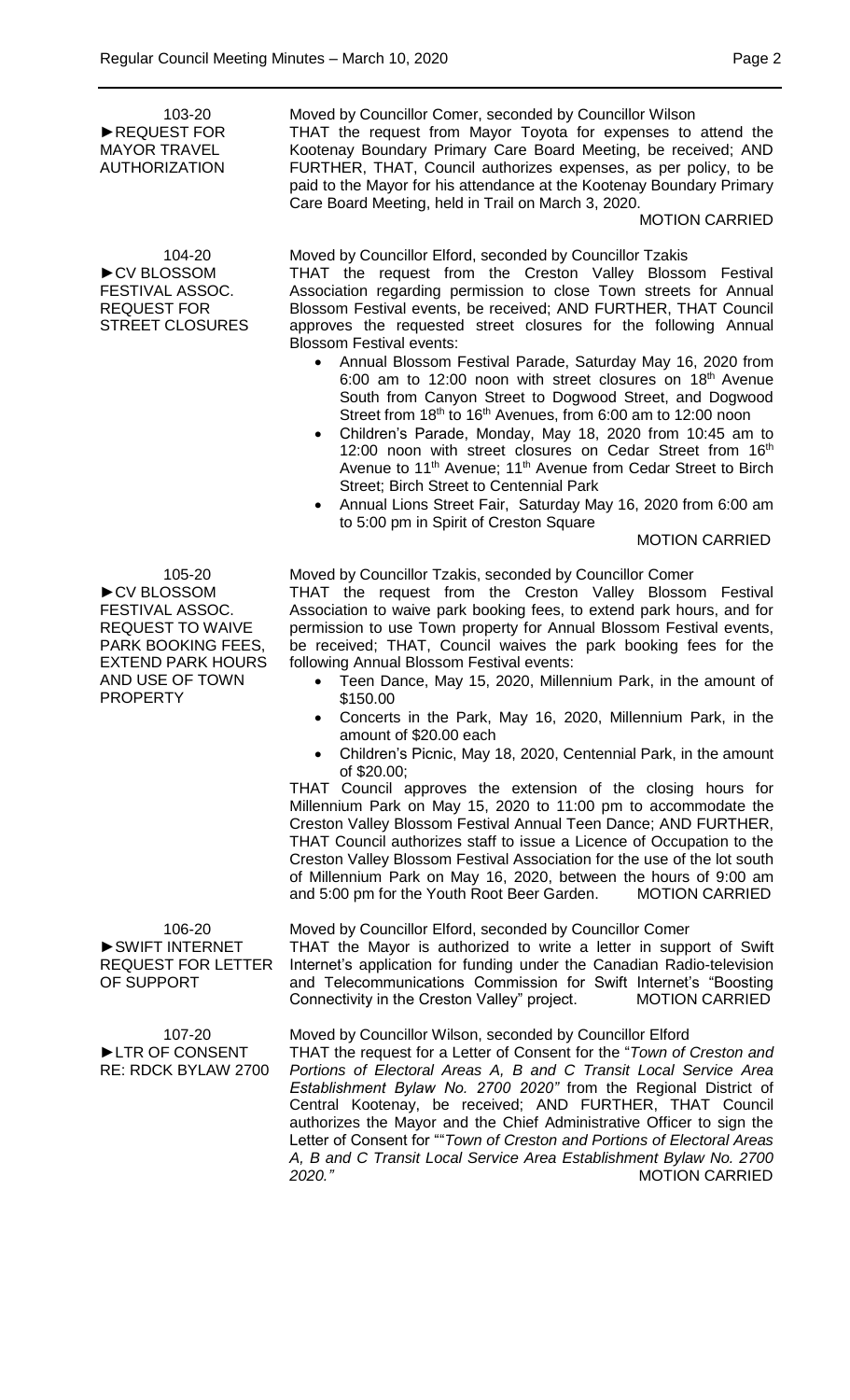**103-20**
**►REQUEST FOR MAYOR TRAVEL AUTHORIZATION**

Moved by Councillor Comer, seconded by Councillor Wilson
THAT the request from Mayor Toyota for expenses to attend the Kootenay Boundary Primary Care Board Meeting, be received; AND FURTHER, THAT, Council authorizes expenses, as per policy, to be paid to the Mayor for his attendance at the Kootenay Boundary Primary Care Board Meeting, held in Trail on March 3, 2020.

MOTION CARRIED

**104-20**
**►CV BLOSSOM FESTIVAL ASSOC. REQUEST FOR STREET CLOSURES**

Moved by Councillor Elford, seconded by Councillor Tzakis
THAT the request from the Creston Valley Blossom Festival Association regarding permission to close Town streets for Annual Blossom Festival events, be received; AND FURTHER, THAT Council approves the requested street closures for the following Annual Blossom Festival events:

- Annual Blossom Festival Parade, Saturday May 16, 2020 from 6:00 am to 12:00 noon with street closures on 18th Avenue South from Canyon Street to Dogwood Street, and Dogwood Street from 18th to 16th Avenues, from 6:00 am to 12:00 noon
- Children's Parade, Monday, May 18, 2020 from 10:45 am to 12:00 noon with street closures on Cedar Street from 16th Avenue to 11th Avenue; 11th Avenue from Cedar Street to Birch Street; Birch Street to Centennial Park
- Annual Lions Street Fair, Saturday May 16, 2020 from 6:00 am to 5:00 pm in Spirit of Creston Square

MOTION CARRIED

**105-20**
**►CV BLOSSOM FESTIVAL ASSOC. REQUEST TO WAIVE PARK BOOKING FEES, EXTEND PARK HOURS AND USE OF TOWN PROPERTY**

Moved by Councillor Tzakis, seconded by Councillor Comer
THAT the request from the Creston Valley Blossom Festival Association to waive park booking fees, to extend park hours, and for permission to use Town property for Annual Blossom Festival events, be received; THAT, Council waives the park booking fees for the following Annual Blossom Festival events:

- Teen Dance, May 15, 2020, Millennium Park, in the amount of $150.00
- Concerts in the Park, May 16, 2020, Millennium Park, in the amount of $20.00 each
- Children's Picnic, May 18, 2020, Centennial Park, in the amount of $20.00;

THAT Council approves the extension of the closing hours for Millennium Park on May 15, 2020 to 11:00 pm to accommodate the Creston Valley Blossom Festival Annual Teen Dance; AND FURTHER, THAT Council authorizes staff to issue a Licence of Occupation to the Creston Valley Blossom Festival Association for the use of the lot south of Millennium Park on May 16, 2020, between the hours of 9:00 am and 5:00 pm for the Youth Root Beer Garden. MOTION CARRIED

**106-20**
**►SWIFT INTERNET REQUEST FOR LETTER OF SUPPORT**

Moved by Councillor Elford, seconded by Councillor Comer
THAT the Mayor is authorized to write a letter in support of Swift Internet's application for funding under the Canadian Radio-television and Telecommunications Commission for Swift Internet's "Boosting Connectivity in the Creston Valley" project. MOTION CARRIED

**107-20**
**►LTR OF CONSENT RE: RDCK BYLAW 2700**

Moved by Councillor Wilson, seconded by Councillor Elford
THAT the request for a Letter of Consent for the "*Town of Creston and Portions of Electoral Areas A, B and C Transit Local Service Area Establishment Bylaw No. 2700 2020"* from the Regional District of Central Kootenay, be received; AND FURTHER, THAT Council authorizes the Mayor and the Chief Administrative Officer to sign the Letter of Consent for ""*Town of Creston and Portions of Electoral Areas A, B and C Transit Local Service Area Establishment Bylaw No. 2700 2020."* MOTION CARRIED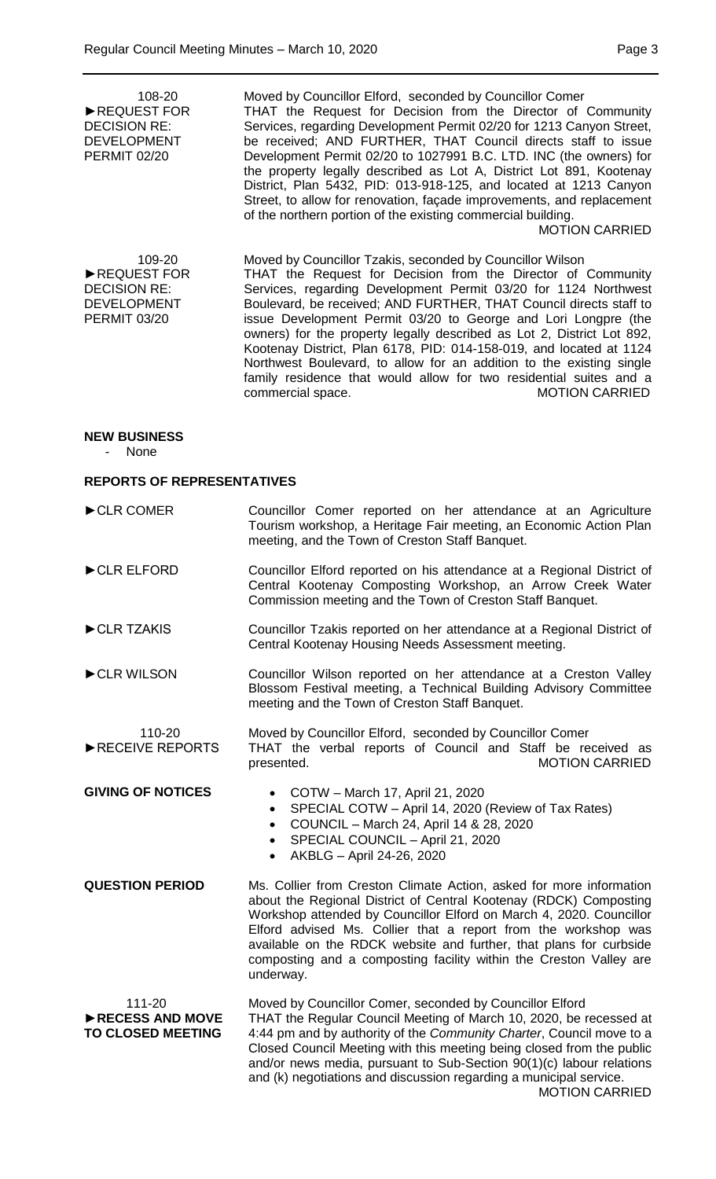108-20
►REQUEST FOR DECISION RE: DEVELOPMENT PERMIT 02/20

Moved by Councillor Elford, seconded by Councillor Comer
THAT the Request for Decision from the Director of Community Services, regarding Development Permit 02/20 for 1213 Canyon Street, be received; AND FURTHER, THAT Council directs staff to issue Development Permit 02/20 to 1027991 B.C. LTD. INC (the owners) for the property legally described as Lot A, District Lot 891, Kootenay District, Plan 5432, PID: 013-918-125, and located at 1213 Canyon Street, to allow for renovation, façade improvements, and replacement of the northern portion of the existing commercial building.
MOTION CARRIED

109-20
►REQUEST FOR DECISION RE: DEVELOPMENT PERMIT 03/20

Moved by Councillor Tzakis, seconded by Councillor Wilson
THAT the Request for Decision from the Director of Community Services, regarding Development Permit 03/20 for 1124 Northwest Boulevard, be received; AND FURTHER, THAT Council directs staff to issue Development Permit 03/20 to George and Lori Longpre (the owners) for the property legally described as Lot 2, District Lot 892, Kootenay District, Plan 6178, PID: 014-158-019, and located at 1124 Northwest Boulevard, to allow for an addition to the existing single family residence that would allow for two residential suites and a commercial space.
MOTION CARRIED

**NEW BUSINESS**

- None

**REPORTS OF REPRESENTATIVES**

►CLR COMER

Councillor Comer reported on her attendance at an Agriculture Tourism workshop, a Heritage Fair meeting, an Economic Action Plan meeting, and the Town of Creston Staff Banquet.

►CLR ELFORD

Councillor Elford reported on his attendance at a Regional District of Central Kootenay Composting Workshop, an Arrow Creek Water Commission meeting and the Town of Creston Staff Banquet.

►CLR TZAKIS

Councillor Tzakis reported on her attendance at a Regional District of Central Kootenay Housing Needs Assessment meeting.

►CLR WILSON

Councillor Wilson reported on her attendance at a Creston Valley Blossom Festival meeting, a Technical Building Advisory Committee meeting and the Town of Creston Staff Banquet.

110-20
►RECEIVE REPORTS

Moved by Councillor Elford, seconded by Councillor Comer
THAT the verbal reports of Council and Staff be received as presented.
MOTION CARRIED

**GIVING OF NOTICES**

- COTW – March 17, April 21, 2020
- SPECIAL COTW – April 14, 2020 (Review of Tax Rates)
- COUNCIL – March 24, April 14 & 28, 2020
- SPECIAL COUNCIL – April 21, 2020
- AKBLG – April 24-26, 2020

**QUESTION PERIOD**

Ms. Collier from Creston Climate Action, asked for more information about the Regional District of Central Kootenay (RDCK) Composting Workshop attended by Councillor Elford on March 4, 2020. Councillor Elford advised Ms. Collier that a report from the workshop was available on the RDCK website and further, that plans for curbside composting and a composting facility within the Creston Valley are underway.

111-20
**►RECESS AND MOVE TO CLOSED MEETING**

Moved by Councillor Comer, seconded by Councillor Elford
THAT the Regular Council Meeting of March 10, 2020, be recessed at 4:44 pm and by authority of the *Community Charter*, Council move to a Closed Council Meeting with this meeting being closed from the public and/or news media, pursuant to Sub-Section 90(1)(c) labour relations and (k) negotiations and discussion regarding a municipal service.
MOTION CARRIED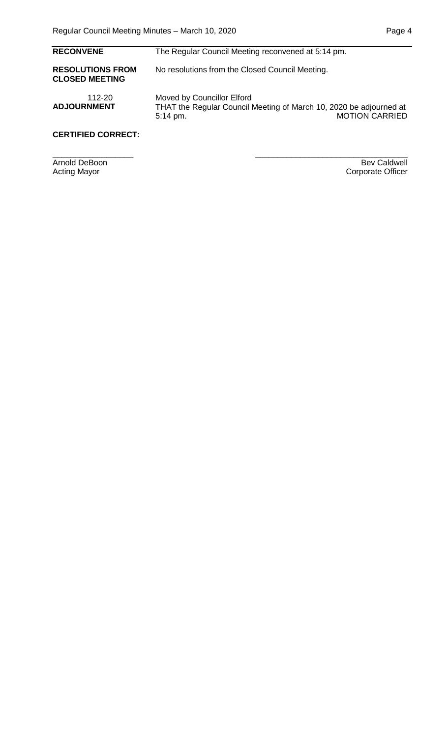**RECONVENE** The Regular Council Meeting reconvened at 5:14 pm.

**RESOLUTIONS FROM CLOSED MEETING** No resolutions from the Closed Council Meeting.

112-20
**ADJOURNMENT**

Moved by Councillor Elford
THAT the Regular Council Meeting of March 10, 2020 be adjourned at 5:14 pm. MOTION CARRIED

**CERTIFIED CORRECT:**

\_\_\_\_\_\_\_\_\_\_\_\_\_\_\_\_\_\_\_\_
Arnold DeBoon
Acting Mayor

\_\_\_\_\_\_\_\_\_\_\_\_\_\_\_\_\_\_\_\_
Bev Caldwell
Corporate Officer